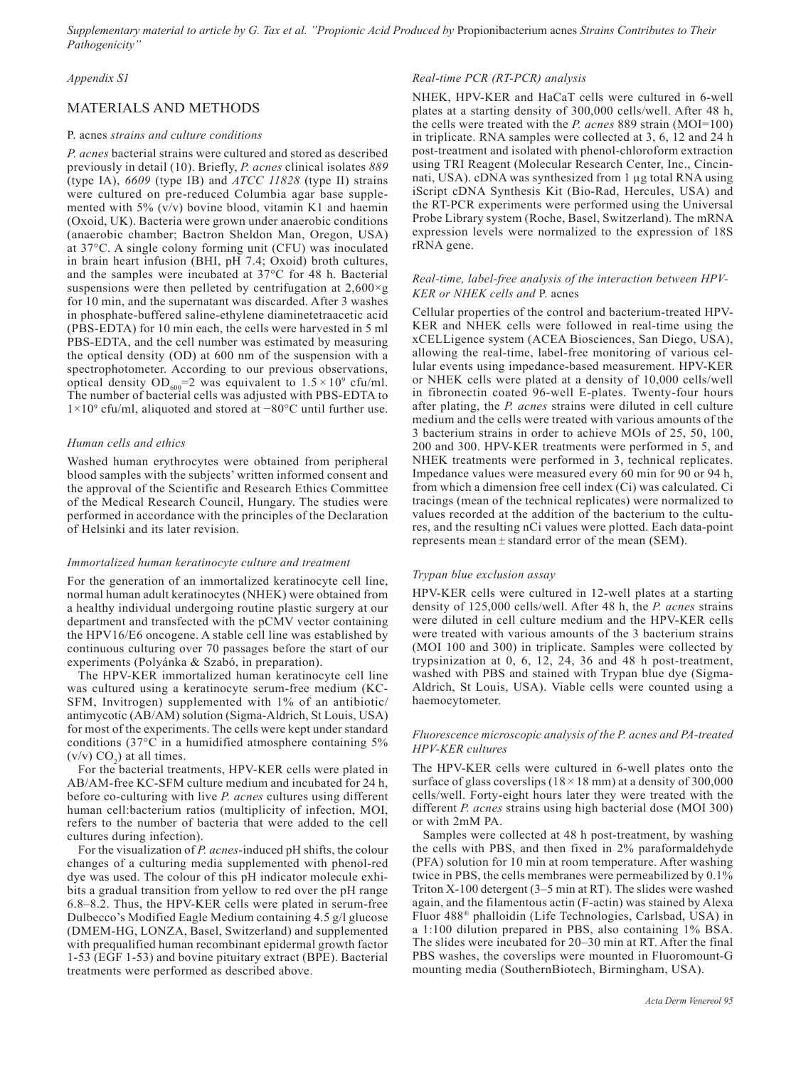*Supplementary material to article by G. Tax et al. "Propionic Acid Produced by* Propionibacterium acnes *Strains Contributes to Their Pathogenicity"*

*Appendix S1*

## MATERIALS AND METHODS

### *P. acnes strains and culture conditions*

*P. acnes* bacterial strains were cultured and stored as described previously in detail (10). Briefly, *P. acnes* clinical isolates *889* (type IA), *6609* (type IB) and *ATCC 11828* (type II) strains were cultured on pre-reduced Columbia agar base supplemented with 5% (v/v) bovine blood, vitamin K1 and haemin (Oxoid, UK). Bacteria were grown under anaerobic conditions (anaerobic chamber; Bactron Sheldon Man, Oregon, USA) at 37°C. A single colony forming unit (CFU) was inoculated in brain heart infusion (BHI, pH 7.4; Oxoid) broth cultures, and the samples were incubated at 37°C for 48 h. Bacterial suspensions were then pelleted by centrifugation at 2,600×g for 10 min, and the supernatant was discarded. After 3 washes in phosphate-buffered saline-ethylene diaminetetraacetic acid (PBS-EDTA) for 10 min each, the cells were harvested in 5 ml PBS-EDTA, and the cell number was estimated by measuring the optical density (OD) at 600 nm of the suspension with a spectrophotometer. According to our previous observations, optical density $OD_{600}=2$ was equivalent to $1.5 \times 10^9$ cfu/ml. The number of bacterial cells was adjusted with PBS-EDTA to $1\times10^9$ cfu/ml, aliquoted and stored at −80°C until further use.

### *Human cells and ethics*

Washed human erythrocytes were obtained from peripheral blood samples with the subjects' written informed consent and the approval of the Scientific and Research Ethics Committee of the Medical Research Council, Hungary. The studies were performed in accordance with the principles of the Declaration of Helsinki and its later revision.

### *Immortalized human keratinocyte culture and treatment*

For the generation of an immortalized keratinocyte cell line, normal human adult keratinocytes (NHEK) were obtained from a healthy individual undergoing routine plastic surgery at our department and transfected with the pCMV vector containing the HPV16/E6 oncogene. A stable cell line was established by continuous culturing over 70 passages before the start of our experiments (Polyánka & Szabó, in preparation).

The HPV-KER immortalized human keratinocyte cell line was cultured using a keratinocyte serum-free medium (KC-SFM, Invitrogen) supplemented with 1% of an antibiotic/antimycotic (AB/AM) solution (Sigma-Aldrich, St Louis, USA) for most of the experiments. The cells were kept under standard conditions (37°C in a humidified atmosphere containing 5% (v/v) $CO_2$) at all times.

For the bacterial treatments, HPV-KER cells were plated in AB/AM-free KC-SFM culture medium and incubated for 24 h, before co-culturing with live *P. acnes* cultures using different human cell:bacterium ratios (multiplicity of infection, MOI, refers to the number of bacteria that were added to the cell cultures during infection).

For the visualization of *P. acnes*-induced pH shifts, the colour changes of a culturing media supplemented with phenol-red dye was used. The colour of this pH indicator molecule exhibits a gradual transition from yellow to red over the pH range 6.8–8.2. Thus, the HPV-KER cells were plated in serum-free Dulbecco's Modified Eagle Medium containing 4.5 g/l glucose (DMEM-HG, LONZA, Basel, Switzerland) and supplemented with prequalified human recombinant epidermal growth factor 1-53 (EGF 1-53) and bovine pituitary extract (BPE). Bacterial treatments were performed as described above.

### *Real-time PCR (RT-PCR) analysis*

NHEK, HPV-KER and HaCaT cells were cultured in 6-well plates at a starting density of 300,000 cells/well. After 48 h, the cells were treated with the *P. acnes* 889 strain (MOI=100) in triplicate. RNA samples were collected at 3, 6, 12 and 24 h post-treatment and isolated with phenol-chloroform extraction using TRI Reagent (Molecular Research Center, Inc., Cincinnati, USA). cDNA was synthesized from 1 µg total RNA using iScript cDNA Synthesis Kit (Bio-Rad, Hercules, USA) and the RT-PCR experiments were performed using the Universal Probe Library system (Roche, Basel, Switzerland). The mRNA expression levels were normalized to the expression of 18S rRNA gene.

### *Real-time, label-free analysis of the interaction between HPV-KER or NHEK cells and* P. acnes

Cellular properties of the control and bacterium-treated HPV-KER and NHEK cells were followed in real-time using the xCELLigence system (ACEA Biosciences, San Diego, USA), allowing the real-time, label-free monitoring of various cellular events using impedance-based measurement. HPV-KER or NHEK cells were plated at a density of 10,000 cells/well in fibronectin coated 96-well E-plates. Twenty-four hours after plating, the *P. acnes* strains were diluted in cell culture medium and the cells were treated with various amounts of the 3 bacterium strains in order to achieve MOIs of 25, 50, 100, 200 and 300. HPV-KER treatments were performed in 5, and NHEK treatments were performed in 3, technical replicates. Impedance values were measured every 60 min for 90 or 94 h, from which a dimension free cell index (Ci) was calculated. Ci tracings (mean of the technical replicates) were normalized to values recorded at the addition of the bacterium to the cultures, and the resulting nCi values were plotted. Each data-point represents mean ± standard error of the mean (SEM).

### *Trypan blue exclusion assay*

HPV-KER cells were cultured in 12-well plates at a starting density of 125,000 cells/well. After 48 h, the *P. acnes* strains were diluted in cell culture medium and the HPV-KER cells were treated with various amounts of the 3 bacterium strains (MOI 100 and 300) in triplicate. Samples were collected by trypsinization at 0, 6, 12, 24, 36 and 48 h post-treatment, washed with PBS and stained with Trypan blue dye (Sigma-Aldrich, St Louis, USA). Viable cells were counted using a haemocytometer.

### *Fluorescence microscopic analysis of the P. acnes and PA-treated HPV-KER cultures*

The HPV-KER cells were cultured in 6-well plates onto the surface of glass coverslips (18 × 18 mm) at a density of 300,000 cells/well. Forty-eight hours later they were treated with the different *P. acnes* strains using high bacterial dose (MOI 300) or with 2mM PA.

Samples were collected at 48 h post-treatment, by washing the cells with PBS, and then fixed in 2% paraformaldehyde (PFA) solution for 10 min at room temperature. After washing twice in PBS, the cells membranes were permeabilized by 0.1% Triton X-100 detergent (3–5 min at RT). The slides were washed again, and the filamentous actin (F-actin) was stained by Alexa Fluor 488® phalloidin (Life Technologies, Carlsbad, USA) in a 1:100 dilution prepared in PBS, also containing 1% BSA. The slides were incubated for 20–30 min at RT. After the final PBS washes, the coverslips were mounted in Fluoromount-G mounting media (SouthernBiotech, Birmingham, USA).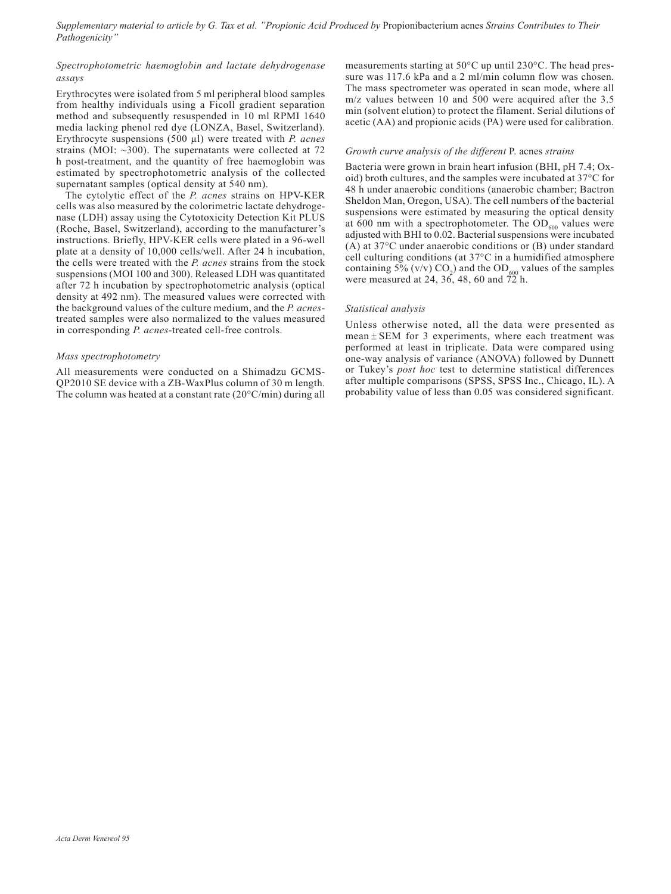### *Spectrophotometric haemoglobin and lactate dehydrogenase assays*

Erythrocytes were isolated from 5 ml peripheral blood samples from healthy individuals using a Ficoll gradient separation method and subsequently resuspended in 10 ml RPMI 1640 media lacking phenol red dye (LONZA, Basel, Switzerland). Erythrocyte suspensions (500 µl) were treated with *P. acnes* strains (MOI: ~300). The supernatants were collected at 72 h post-treatment, and the quantity of free haemoglobin was estimated by spectrophotometric analysis of the collected supernatant samples (optical density at 540 nm).

The cytolytic effect of the *P. acnes* strains on HPV-KER cells was also measured by the colorimetric lactate dehydrogenase (LDH) assay using the Cytotoxicity Detection Kit PLUS (Roche, Basel, Switzerland), according to the manufacturer's instructions. Briefly, HPV-KER cells were plated in a 96-well plate at a density of 10,000 cells/well. After 24 h incubation, the cells were treated with the *P. acnes* strains from the stock suspensions (MOI 100 and 300). Released LDH was quantitated after 72 h incubation by spectrophotometric analysis (optical density at 492 nm). The measured values were corrected with the background values of the culture medium, and the *P. acnes*-treated samples were also normalized to the values measured in corresponding *P. acnes*-treated cell-free controls.

### *Mass spectrophotometry*

All measurements were conducted on a Shimadzu GCMS-QP2010 SE device with a ZB-WaxPlus column of 30 m length. The column was heated at a constant rate (20°C/min) during all measurements starting at 50°C up until 230°C. The head pressure was 117.6 kPa and a 2 ml/min column flow was chosen. The mass spectrometer was operated in scan mode, where all m/z values between 10 and 500 were acquired after the 3.5 min (solvent elution) to protect the filament. Serial dilutions of acetic (AA) and propionic acids (PA) were used for calibration.

### *Growth curve analysis of the different* P. acnes *strains*

Bacteria were grown in brain heart infusion (BHI, pH 7.4; Oxoid) broth cultures, and the samples were incubated at 37°C for 48 h under anaerobic conditions (anaerobic chamber; Bactron Sheldon Man, Oregon, USA). The cell numbers of the bacterial suspensions were estimated by measuring the optical density at 600 nm with a spectrophotometer. The $OD_{600}$ values were adjusted with BHI to 0.02. Bacterial suspensions were incubated (A) at 37°C under anaerobic conditions or (B) under standard cell culturing conditions (at 37°C in a humidified atmosphere containing 5% (v/v) $CO_2$) and the $OD_{600}$ values of the samples were measured at 24, 36, 48, 60 and 72 h.

### *Statistical analysis*

Unless otherwise noted, all the data were presented as mean ± SEM for 3 experiments, where each treatment was performed at least in triplicate. Data were compared using one-way analysis of variance (ANOVA) followed by Dunnett or Tukey's *post hoc* test to determine statistical differences after multiple comparisons (SPSS, SPSS Inc., Chicago, IL). A probability value of less than 0.05 was considered significant.